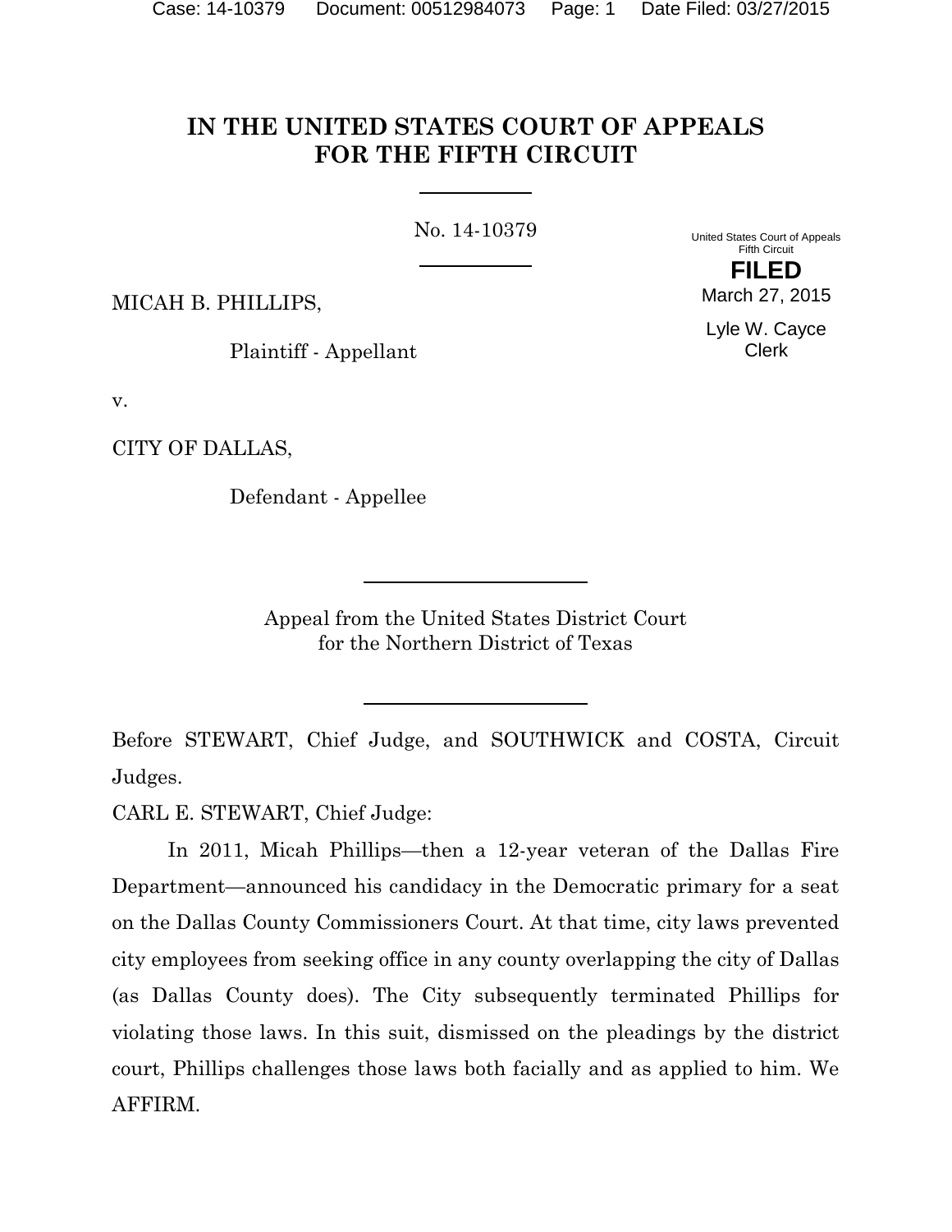# IN THE UNITED STATES COURT OF APPEALS FOR THE FIFTH CIRCUIT

No. 14-10379

United States Court of Appeals
Fifth Circuit

**FILED**

March 27, 2015

Lyle W. Cayce
Clerk

MICAH B. PHILLIPS,

Plaintiff - Appellant

v.

CITY OF DALLAS,

Defendant - Appellee

Appeal from the United States District Court
for the Northern District of Texas

Before STEWART, Chief Judge, and SOUTHWICK and COSTA, Circuit Judges.

CARL E. STEWART, Chief Judge:

In 2011, Micah Phillips—then a 12-year veteran of the Dallas Fire Department—announced his candidacy in the Democratic primary for a seat on the Dallas County Commissioners Court. At that time, city laws prevented city employees from seeking office in any county overlapping the city of Dallas (as Dallas County does). The City subsequently terminated Phillips for violating those laws. In this suit, dismissed on the pleadings by the district court, Phillips challenges those laws both facially and as applied to him. We AFFIRM.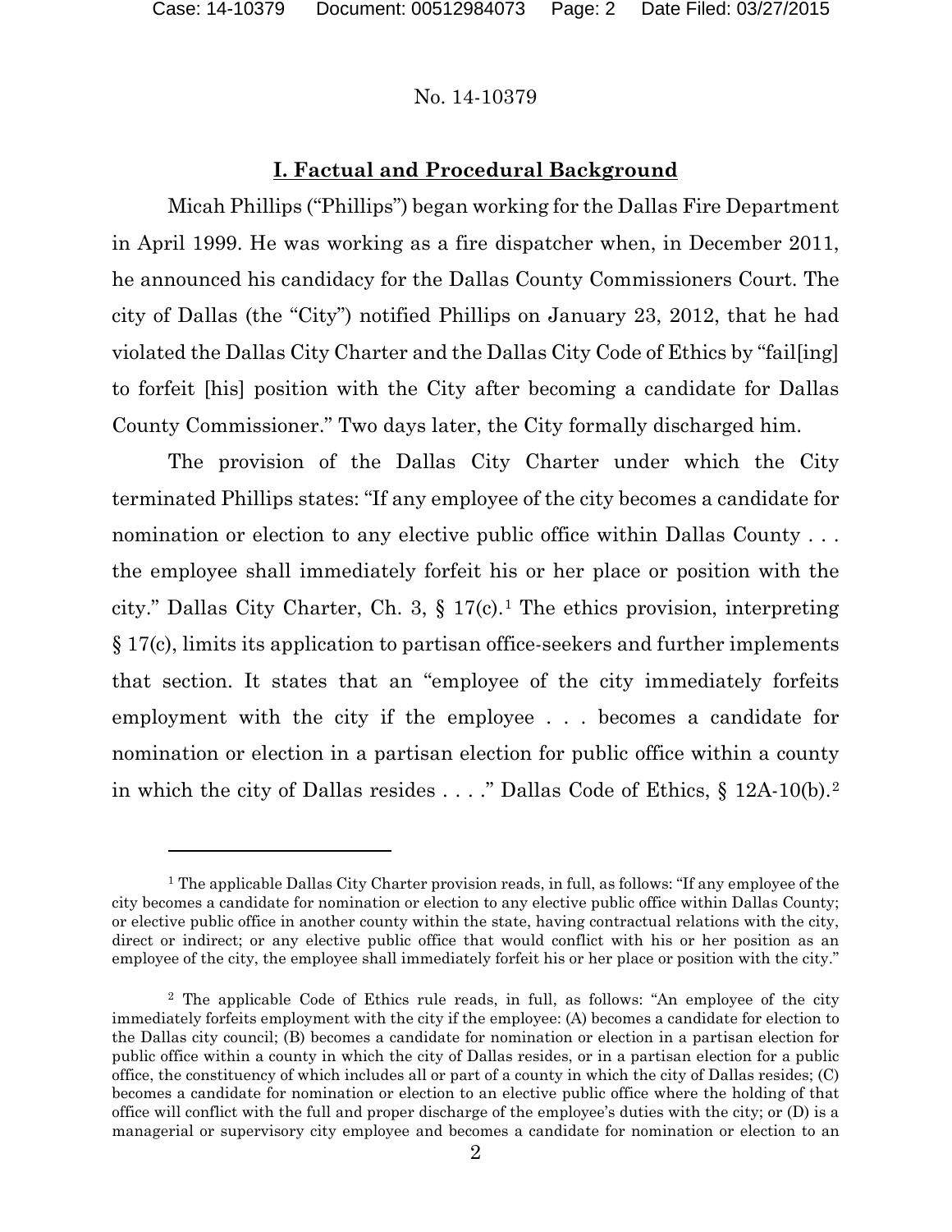No. 14-10379

## I. Factual and Procedural Background

Micah Phillips ("Phillips") began working for the Dallas Fire Department in April 1999. He was working as a fire dispatcher when, in December 2011, he announced his candidacy for the Dallas County Commissioners Court. The city of Dallas (the "City") notified Phillips on January 23, 2012, that he had violated the Dallas City Charter and the Dallas City Code of Ethics by "fail[ing] to forfeit [his] position with the City after becoming a candidate for Dallas County Commissioner." Two days later, the City formally discharged him.

The provision of the Dallas City Charter under which the City terminated Phillips states: "If any employee of the city becomes a candidate for nomination or election to any elective public office within Dallas County . . . the employee shall immediately forfeit his or her place or position with the city." Dallas City Charter, Ch. 3, § 17(c).[1] The ethics provision, interpreting § 17(c), limits its application to partisan office-seekers and further implements that section. It states that an "employee of the city immediately forfeits employment with the city if the employee . . . becomes a candidate for nomination or election in a partisan election for public office within a county in which the city of Dallas resides . . . ." Dallas Code of Ethics, § 12A-10(b).[2]

---

[1] The applicable Dallas City Charter provision reads, in full, as follows: "If any employee of the city becomes a candidate for nomination or election to any elective public office within Dallas County; or elective public office in another county within the state, having contractual relations with the city, direct or indirect; or any elective public office that would conflict with his or her position as an employee of the city, the employee shall immediately forfeit his or her place or position with the city."

[2] The applicable Code of Ethics rule reads, in full, as follows: "An employee of the city immediately forfeits employment with the city if the employee: (A) becomes a candidate for election to the Dallas city council; (B) becomes a candidate for nomination or election in a partisan election for public office within a county in which the city of Dallas resides, or in a partisan election for a public office, the constituency of which includes all or part of a county in which the city of Dallas resides; (C) becomes a candidate for nomination or election to an elective public office where the holding of that office will conflict with the full and proper discharge of the employee's duties with the city; or (D) is a managerial or supervisory city employee and becomes a candidate for nomination or election to an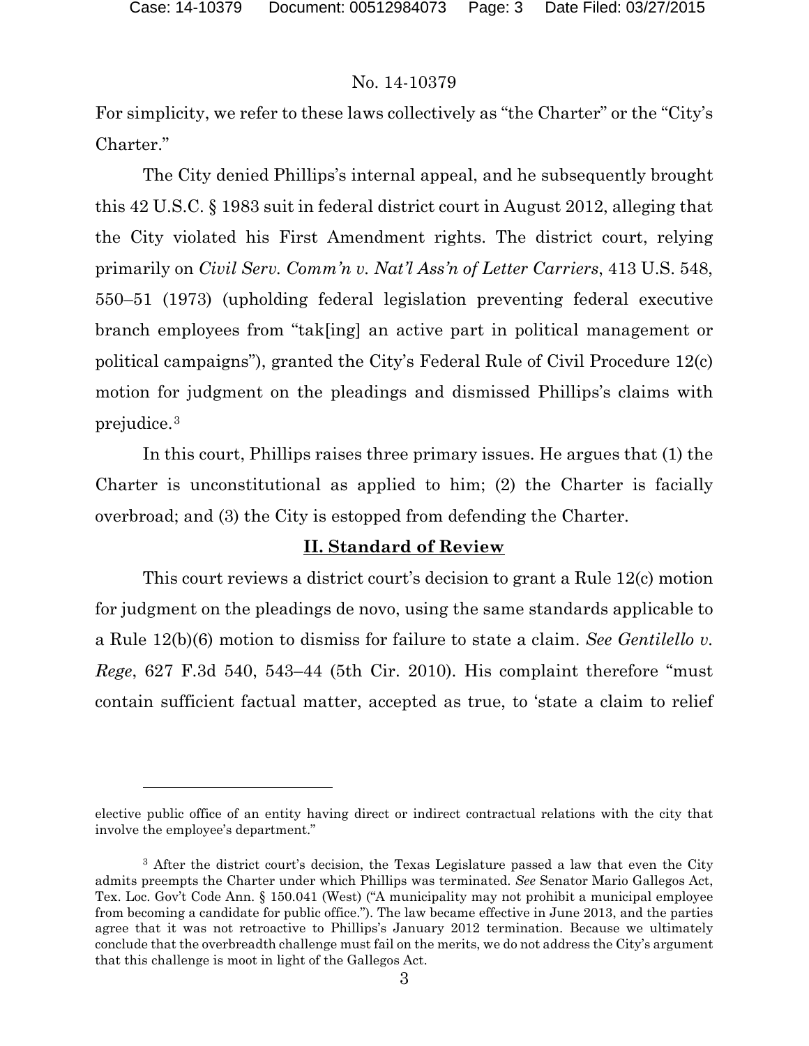For simplicity, we refer to these laws collectively as "the Charter" or the "City's Charter."

The City denied Phillips's internal appeal, and he subsequently brought this 42 U.S.C. § 1983 suit in federal district court in August 2012, alleging that the City violated his First Amendment rights. The district court, relying primarily on *Civil Serv. Comm'n v. Nat'l Ass'n of Letter Carriers*, 413 U.S. 548, 550–51 (1973) (upholding federal legislation preventing federal executive branch employees from "tak[ing] an active part in political management or political campaigns"), granted the City's Federal Rule of Civil Procedure 12(c) motion for judgment on the pleadings and dismissed Phillips's claims with prejudice.[3]

In this court, Phillips raises three primary issues. He argues that (1) the Charter is unconstitutional as applied to him; (2) the Charter is facially overbroad; and (3) the City is estopped from defending the Charter.

## II. Standard of Review

This court reviews a district court's decision to grant a Rule 12(c) motion for judgment on the pleadings de novo, using the same standards applicable to a Rule 12(b)(6) motion to dismiss for failure to state a claim. *See Gentilello v. Rege*, 627 F.3d 540, 543–44 (5th Cir. 2010). His complaint therefore "must contain sufficient factual matter, accepted as true, to 'state a claim to relief

---

elective public office of an entity having direct or indirect contractual relations with the city that involve the employee's department."

[3] After the district court's decision, the Texas Legislature passed a law that even the City admits preempts the Charter under which Phillips was terminated. *See* Senator Mario Gallegos Act, Tex. Loc. Gov't Code Ann. § 150.041 (West) ("A municipality may not prohibit a municipal employee from becoming a candidate for public office."). The law became effective in June 2013, and the parties agree that it was not retroactive to Phillips's January 2012 termination. Because we ultimately conclude that the overbreadth challenge must fail on the merits, we do not address the City's argument that this challenge is moot in light of the Gallegos Act.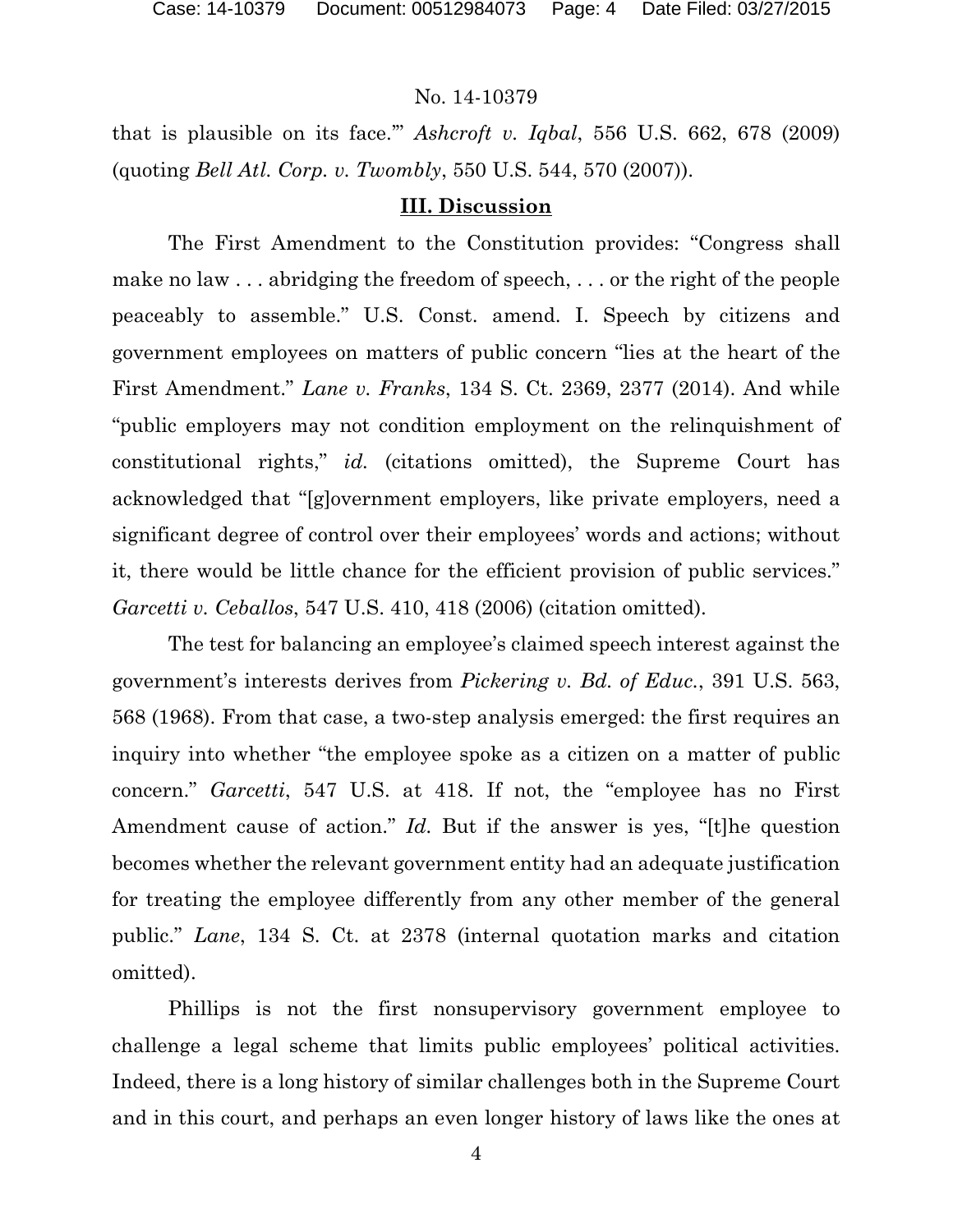that is plausible on its face.'" *Ashcroft v. Iqbal*, 556 U.S. 662, 678 (2009) (quoting *Bell Atl. Corp. v. Twombly*, 550 U.S. 544, 570 (2007)).

## III. Discussion

The First Amendment to the Constitution provides: "Congress shall make no law . . . abridging the freedom of speech, . . . or the right of the people peaceably to assemble." U.S. Const. amend. I. Speech by citizens and government employees on matters of public concern "lies at the heart of the First Amendment." *Lane v. Franks*, 134 S. Ct. 2369, 2377 (2014). And while "public employers may not condition employment on the relinquishment of constitutional rights," *id.* (citations omitted), the Supreme Court has acknowledged that "[g]overnment employers, like private employers, need a significant degree of control over their employees' words and actions; without it, there would be little chance for the efficient provision of public services." *Garcetti v. Ceballos*, 547 U.S. 410, 418 (2006) (citation omitted).

The test for balancing an employee's claimed speech interest against the government's interests derives from *Pickering v. Bd. of Educ.*, 391 U.S. 563, 568 (1968). From that case, a two-step analysis emerged: the first requires an inquiry into whether "the employee spoke as a citizen on a matter of public concern." *Garcetti*, 547 U.S. at 418. If not, the "employee has no First Amendment cause of action." *Id.* But if the answer is yes, "[t]he question becomes whether the relevant government entity had an adequate justification for treating the employee differently from any other member of the general public." *Lane*, 134 S. Ct. at 2378 (internal quotation marks and citation omitted).

Phillips is not the first nonsupervisory government employee to challenge a legal scheme that limits public employees' political activities. Indeed, there is a long history of similar challenges both in the Supreme Court and in this court, and perhaps an even longer history of laws like the ones at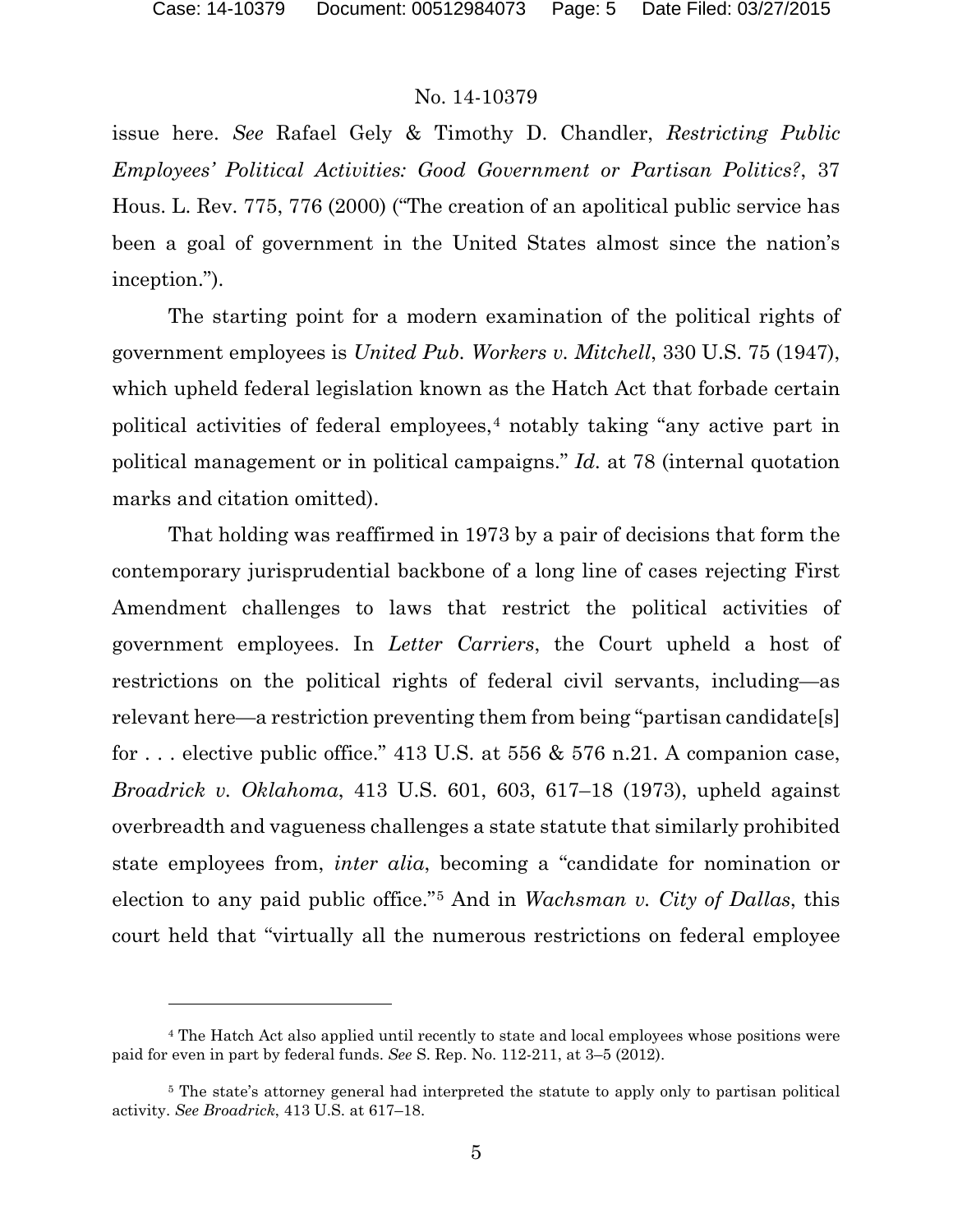issue here. *See* Rafael Gely & Timothy D. Chandler, *Restricting Public Employees' Political Activities: Good Government or Partisan Politics?*, 37 Hous. L. Rev. 775, 776 (2000) ("The creation of an apolitical public service has been a goal of government in the United States almost since the nation's inception.").

The starting point for a modern examination of the political rights of government employees is *United Pub. Workers v. Mitchell*, 330 U.S. 75 (1947), which upheld federal legislation known as the Hatch Act that forbade certain political activities of federal employees,[4] notably taking "any active part in political management or in political campaigns." *Id.* at 78 (internal quotation marks and citation omitted).

That holding was reaffirmed in 1973 by a pair of decisions that form the contemporary jurisprudential backbone of a long line of cases rejecting First Amendment challenges to laws that restrict the political activities of government employees. In *Letter Carriers*, the Court upheld a host of restrictions on the political rights of federal civil servants, including—as relevant here—a restriction preventing them from being "partisan candidate[s] for . . . elective public office." 413 U.S. at 556 & 576 n.21. A companion case, *Broadrick v. Oklahoma*, 413 U.S. 601, 603, 617–18 (1973), upheld against overbreadth and vagueness challenges a state statute that similarly prohibited state employees from, *inter alia*, becoming a "candidate for nomination or election to any paid public office."[5] And in *Wachsman v. City of Dallas*, this court held that "virtually all the numerous restrictions on federal employee

---

[4] The Hatch Act also applied until recently to state and local employees whose positions were paid for even in part by federal funds. *See* S. Rep. No. 112-211, at 3–5 (2012).

[5] The state's attorney general had interpreted the statute to apply only to partisan political activity. *See Broadrick*, 413 U.S. at 617–18.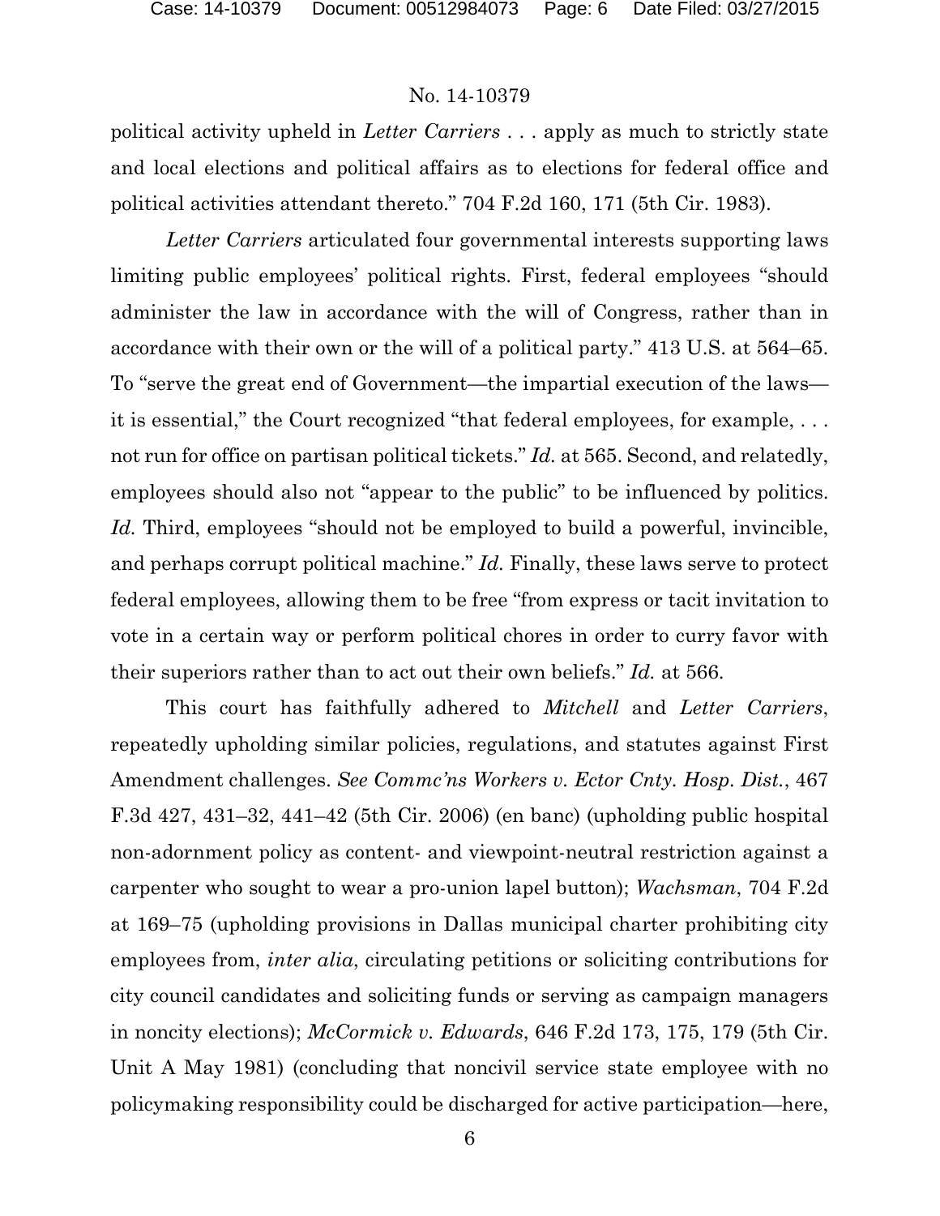political activity upheld in *Letter Carriers* . . . apply as much to strictly state and local elections and political affairs as to elections for federal office and political activities attendant thereto." 704 F.2d 160, 171 (5th Cir. 1983).

*Letter Carriers* articulated four governmental interests supporting laws limiting public employees' political rights. First, federal employees "should administer the law in accordance with the will of Congress, rather than in accordance with their own or the will of a political party." 413 U.S. at 564–65. To "serve the great end of Government—the impartial execution of the laws—it is essential," the Court recognized "that federal employees, for example, . . . not run for office on partisan political tickets." *Id.* at 565. Second, and relatedly, employees should also not "appear to the public" to be influenced by politics. *Id.* Third, employees "should not be employed to build a powerful, invincible, and perhaps corrupt political machine." *Id.* Finally, these laws serve to protect federal employees, allowing them to be free "from express or tacit invitation to vote in a certain way or perform political chores in order to curry favor with their superiors rather than to act out their own beliefs." *Id.* at 566.

This court has faithfully adhered to *Mitchell* and *Letter Carriers*, repeatedly upholding similar policies, regulations, and statutes against First Amendment challenges. *See Commc'ns Workers v. Ector Cnty. Hosp. Dist.*, 467 F.3d 427, 431–32, 441–42 (5th Cir. 2006) (en banc) (upholding public hospital non-adornment policy as content- and viewpoint-neutral restriction against a carpenter who sought to wear a pro-union lapel button); *Wachsman*, 704 F.2d at 169–75 (upholding provisions in Dallas municipal charter prohibiting city employees from, *inter alia*, circulating petitions or soliciting contributions for city council candidates and soliciting funds or serving as campaign managers in noncity elections); *McCormick v. Edwards*, 646 F.2d 173, 175, 179 (5th Cir. Unit A May 1981) (concluding that noncivil service state employee with no policymaking responsibility could be discharged for active participation—here,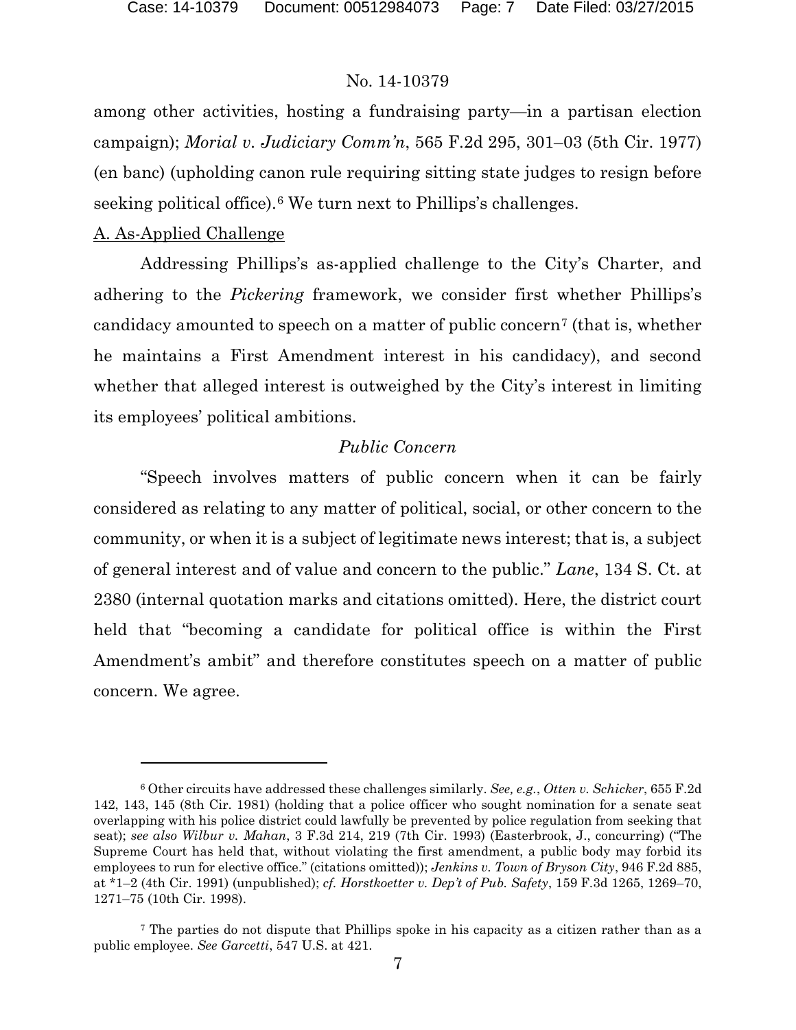among other activities, hosting a fundraising party—in a partisan election campaign); *Morial v. Judiciary Comm'n*, 565 F.2d 295, 301–03 (5th Cir. 1977) (en banc) (upholding canon rule requiring sitting state judges to resign before seeking political office).[6] We turn next to Phillips's challenges.

A. As-Applied Challenge

Addressing Phillips's as-applied challenge to the City's Charter, and adhering to the *Pickering* framework, we consider first whether Phillips's candidacy amounted to speech on a matter of public concern[7] (that is, whether he maintains a First Amendment interest in his candidacy), and second whether that alleged interest is outweighed by the City's interest in limiting its employees' political ambitions.

*Public Concern*

"Speech involves matters of public concern when it can be fairly considered as relating to any matter of political, social, or other concern to the community, or when it is a subject of legitimate news interest; that is, a subject of general interest and of value and concern to the public." *Lane*, 134 S. Ct. at 2380 (internal quotation marks and citations omitted). Here, the district court held that "becoming a candidate for political office is within the First Amendment's ambit" and therefore constitutes speech on a matter of public concern. We agree.

---

[6] Other circuits have addressed these challenges similarly. *See, e.g.*, *Otten v. Schicker*, 655 F.2d 142, 143, 145 (8th Cir. 1981) (holding that a police officer who sought nomination for a senate seat overlapping with his police district could lawfully be prevented by police regulation from seeking that seat); *see also Wilbur v. Mahan*, 3 F.3d 214, 219 (7th Cir. 1993) (Easterbrook, J., concurring) ("The Supreme Court has held that, without violating the first amendment, a public body may forbid its employees to run for elective office." (citations omitted)); *Jenkins v. Town of Bryson City*, 946 F.2d 885, at *1–2 (4th Cir. 1991) (unpublished); *cf. Horstkoetter v. Dep't of Pub. Safety*, 159 F.3d 1265, 1269–70, 1271–75 (10th Cir. 1998).

[7] The parties do not dispute that Phillips spoke in his capacity as a citizen rather than as a public employee. *See Garcetti*, 547 U.S. at 421.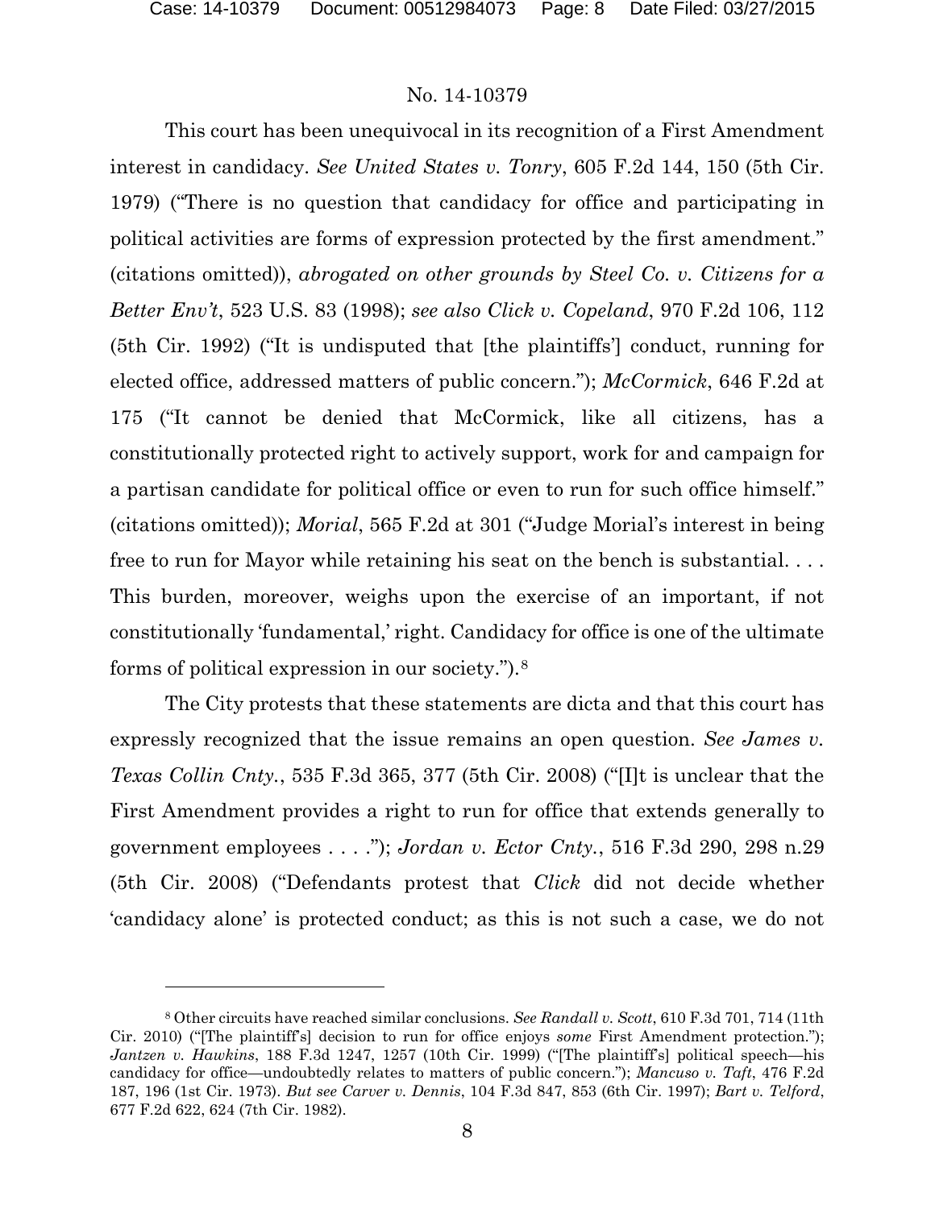This court has been unequivocal in its recognition of a First Amendment interest in candidacy. *See United States v. Tonry*, 605 F.2d 144, 150 (5th Cir. 1979) ("There is no question that candidacy for office and participating in political activities are forms of expression protected by the first amendment." (citations omitted)), *abrogated on other grounds by Steel Co. v. Citizens for a Better Env't*, 523 U.S. 83 (1998); *see also Click v. Copeland*, 970 F.2d 106, 112 (5th Cir. 1992) ("It is undisputed that [the plaintiffs'] conduct, running for elected office, addressed matters of public concern."); *McCormick*, 646 F.2d at 175 ("It cannot be denied that McCormick, like all citizens, has a constitutionally protected right to actively support, work for and campaign for a partisan candidate for political office or even to run for such office himself." (citations omitted)); *Morial*, 565 F.2d at 301 ("Judge Morial's interest in being free to run for Mayor while retaining his seat on the bench is substantial. . . . This burden, moreover, weighs upon the exercise of an important, if not constitutionally 'fundamental,' right. Candidacy for office is one of the ultimate forms of political expression in our society.").[8]

The City protests that these statements are dicta and that this court has expressly recognized that the issue remains an open question. *See James v. Texas Collin Cnty.*, 535 F.3d 365, 377 (5th Cir. 2008) ("[I]t is unclear that the First Amendment provides a right to run for office that extends generally to government employees . . . ."); *Jordan v. Ector Cnty.*, 516 F.3d 290, 298 n.29 (5th Cir. 2008) ("Defendants protest that *Click* did not decide whether 'candidacy alone' is protected conduct; as this is not such a case, we do not

---

[8] Other circuits have reached similar conclusions. *See Randall v. Scott*, 610 F.3d 701, 714 (11th Cir. 2010) ("[The plaintiff's] decision to run for office enjoys *some* First Amendment protection."); *Jantzen v. Hawkins*, 188 F.3d 1247, 1257 (10th Cir. 1999) ("[The plaintiff's] political speech—his candidacy for office—undoubtedly relates to matters of public concern."); *Mancuso v. Taft*, 476 F.2d 187, 196 (1st Cir. 1973). *But see Carver v. Dennis*, 104 F.3d 847, 853 (6th Cir. 1997); *Bart v. Telford*, 677 F.2d 622, 624 (7th Cir. 1982).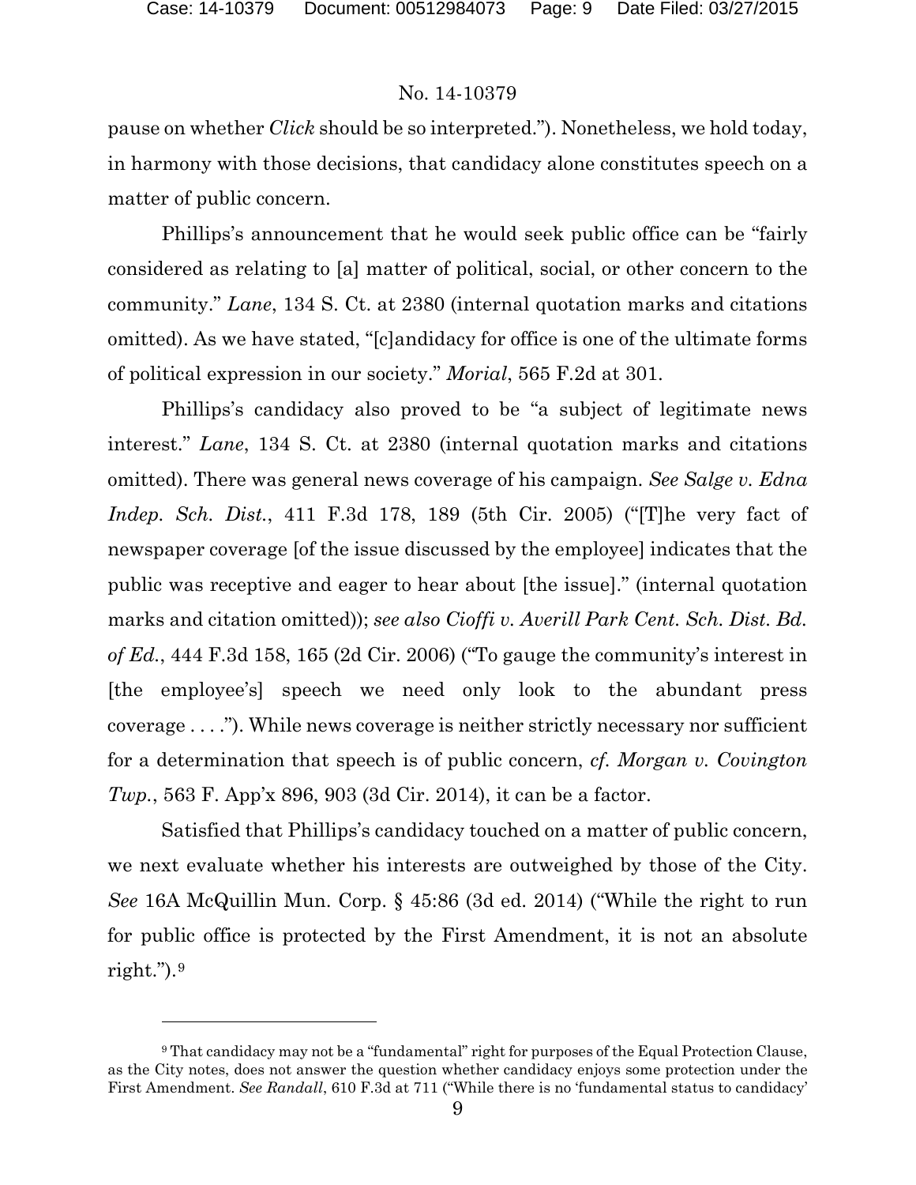pause on whether *Click* should be so interpreted."). Nonetheless, we hold today, in harmony with those decisions, that candidacy alone constitutes speech on a matter of public concern.

Phillips's announcement that he would seek public office can be "fairly considered as relating to [a] matter of political, social, or other concern to the community." *Lane*, 134 S. Ct. at 2380 (internal quotation marks and citations omitted). As we have stated, "[c]andidacy for office is one of the ultimate forms of political expression in our society." *Morial*, 565 F.2d at 301.

Phillips's candidacy also proved to be "a subject of legitimate news interest." *Lane*, 134 S. Ct. at 2380 (internal quotation marks and citations omitted). There was general news coverage of his campaign. *See Salge v. Edna Indep. Sch. Dist.*, 411 F.3d 178, 189 (5th Cir. 2005) ("[T]he very fact of newspaper coverage [of the issue discussed by the employee] indicates that the public was receptive and eager to hear about [the issue]." (internal quotation marks and citation omitted)); *see also Cioffi v. Averill Park Cent. Sch. Dist. Bd. of Ed.*, 444 F.3d 158, 165 (2d Cir. 2006) ("To gauge the community's interest in [the employee's] speech we need only look to the abundant press coverage . . . ."). While news coverage is neither strictly necessary nor sufficient for a determination that speech is of public concern, *cf. Morgan v. Covington Twp.*, 563 F. App'x 896, 903 (3d Cir. 2014), it can be a factor.

Satisfied that Phillips's candidacy touched on a matter of public concern, we next evaluate whether his interests are outweighed by those of the City. *See* 16A McQuillin Mun. Corp. § 45:86 (3d ed. 2014) ("While the right to run for public office is protected by the First Amendment, it is not an absolute right.").[9]

---

[9] That candidacy may not be a "fundamental" right for purposes of the Equal Protection Clause, as the City notes, does not answer the question whether candidacy enjoys some protection under the First Amendment. *See Randall*, 610 F.3d at 711 ("While there is no 'fundamental status to candidacy'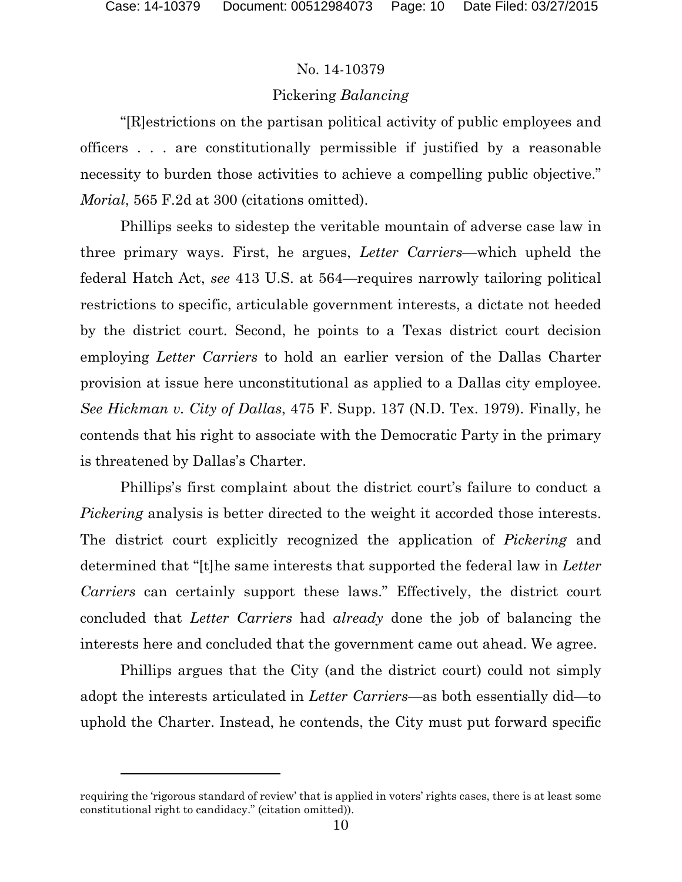Pickering *Balancing*

"[R]estrictions on the partisan political activity of public employees and officers . . . are constitutionally permissible if justified by a reasonable necessity to burden those activities to achieve a compelling public objective." *Morial*, 565 F.2d at 300 (citations omitted).

Phillips seeks to sidestep the veritable mountain of adverse case law in three primary ways. First, he argues, *Letter Carriers*—which upheld the federal Hatch Act, *see* 413 U.S. at 564—requires narrowly tailoring political restrictions to specific, articulable government interests, a dictate not heeded by the district court. Second, he points to a Texas district court decision employing *Letter Carriers* to hold an earlier version of the Dallas Charter provision at issue here unconstitutional as applied to a Dallas city employee. *See Hickman v. City of Dallas*, 475 F. Supp. 137 (N.D. Tex. 1979). Finally, he contends that his right to associate with the Democratic Party in the primary is threatened by Dallas's Charter.

Phillips's first complaint about the district court's failure to conduct a *Pickering* analysis is better directed to the weight it accorded those interests. The district court explicitly recognized the application of *Pickering* and determined that "[t]he same interests that supported the federal law in *Letter Carriers* can certainly support these laws." Effectively, the district court concluded that *Letter Carriers* had *already* done the job of balancing the interests here and concluded that the government came out ahead. We agree.

Phillips argues that the City (and the district court) could not simply adopt the interests articulated in *Letter Carriers*—as both essentially did—to uphold the Charter. Instead, he contends, the City must put forward specific

---

requiring the 'rigorous standard of review' that is applied in voters' rights cases, there is at least some constitutional right to candidacy." (citation omitted)).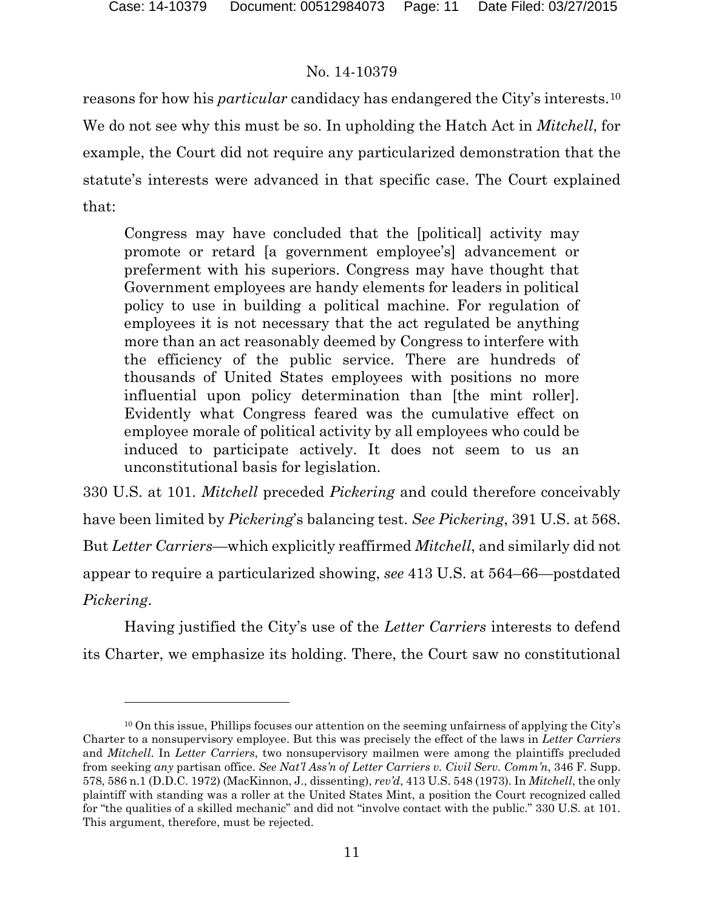reasons for how his *particular* candidacy has endangered the City's interests.[10] We do not see why this must be so. In upholding the Hatch Act in *Mitchell*, for example, the Court did not require any particularized demonstration that the statute's interests were advanced in that specific case. The Court explained that:

> Congress may have concluded that the [political] activity may promote or retard [a government employee's] advancement or preferment with his superiors. Congress may have thought that Government employees are handy elements for leaders in political policy to use in building a political machine. For regulation of employees it is not necessary that the act regulated be anything more than an act reasonably deemed by Congress to interfere with the efficiency of the public service. There are hundreds of thousands of United States employees with positions no more influential upon policy determination than [the mint roller]. Evidently what Congress feared was the cumulative effect on employee morale of political activity by all employees who could be induced to participate actively. It does not seem to us an unconstitutional basis for legislation.

330 U.S. at 101. *Mitchell* preceded *Pickering* and could therefore conceivably have been limited by *Pickering*'s balancing test. *See Pickering*, 391 U.S. at 568. But *Letter Carriers*—which explicitly reaffirmed *Mitchell*, and similarly did not appear to require a particularized showing, *see* 413 U.S. at 564–66—postdated *Pickering*.

Having justified the City's use of the *Letter Carriers* interests to defend its Charter, we emphasize its holding. There, the Court saw no constitutional

---

[10] On this issue, Phillips focuses our attention on the seeming unfairness of applying the City's Charter to a nonsupervisory employee. But this was precisely the effect of the laws in *Letter Carriers* and *Mitchell*. In *Letter Carriers*, two nonsupervisory mailmen were among the plaintiffs precluded from seeking *any* partisan office. *See Nat'l Ass'n of Letter Carriers v. Civil Serv. Comm'n*, 346 F. Supp. 578, 586 n.1 (D.D.C. 1972) (MacKinnon, J., dissenting), *rev'd*, 413 U.S. 548 (1973). In *Mitchell*, the only plaintiff with standing was a roller at the United States Mint, a position the Court recognized called for "the qualities of a skilled mechanic" and did not "involve contact with the public." 330 U.S. at 101. This argument, therefore, must be rejected.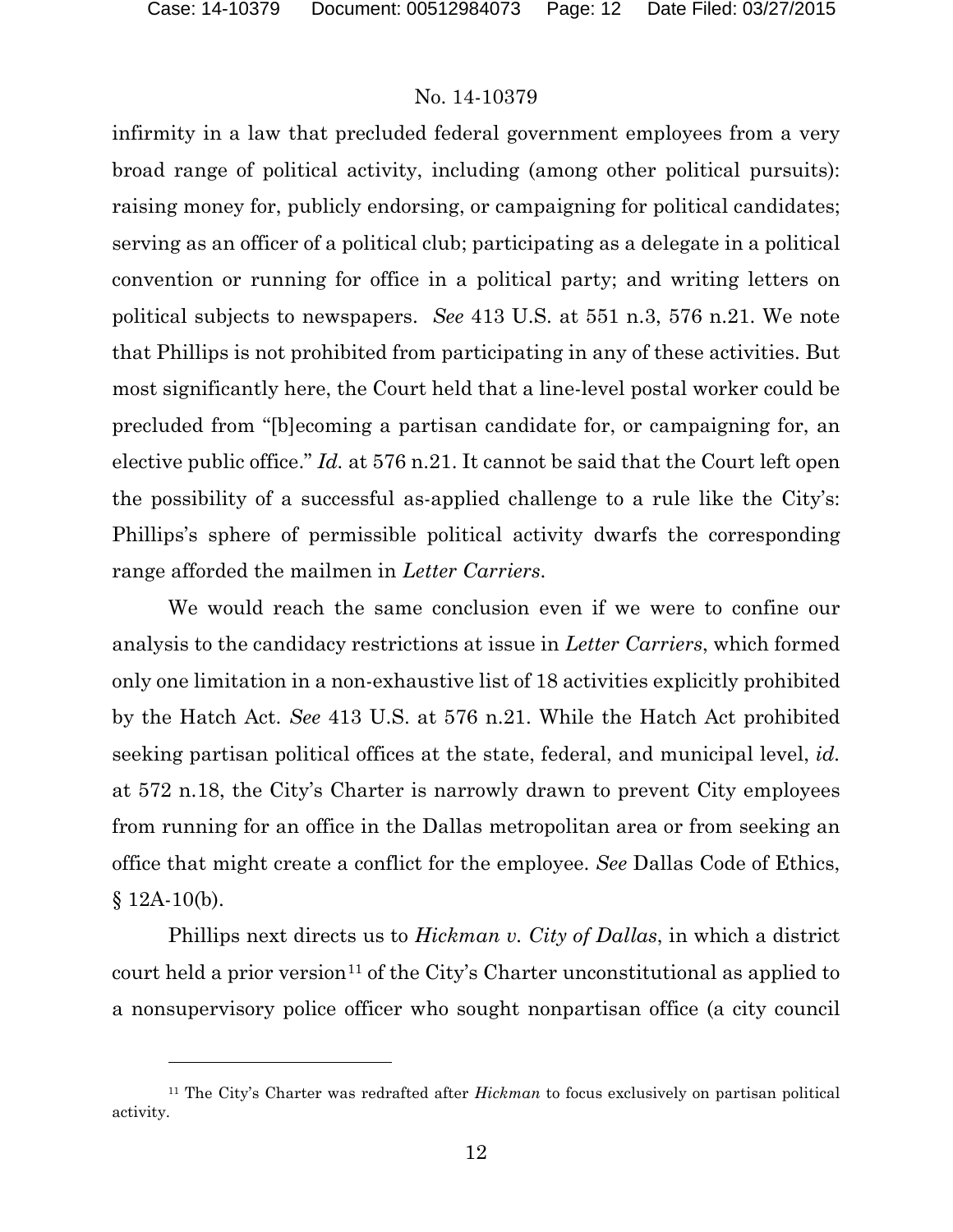infirmity in a law that precluded federal government employees from a very broad range of political activity, including (among other political pursuits): raising money for, publicly endorsing, or campaigning for political candidates; serving as an officer of a political club; participating as a delegate in a political convention or running for office in a political party; and writing letters on political subjects to newspapers. *See* 413 U.S. at 551 n.3, 576 n.21. We note that Phillips is not prohibited from participating in any of these activities. But most significantly here, the Court held that a line-level postal worker could be precluded from "[b]ecoming a partisan candidate for, or campaigning for, an elective public office." *Id.* at 576 n.21. It cannot be said that the Court left open the possibility of a successful as-applied challenge to a rule like the City's: Phillips's sphere of permissible political activity dwarfs the corresponding range afforded the mailmen in *Letter Carriers*.

We would reach the same conclusion even if we were to confine our analysis to the candidacy restrictions at issue in *Letter Carriers*, which formed only one limitation in a non-exhaustive list of 18 activities explicitly prohibited by the Hatch Act. *See* 413 U.S. at 576 n.21. While the Hatch Act prohibited seeking partisan political offices at the state, federal, and municipal level, *id.* at 572 n.18, the City's Charter is narrowly drawn to prevent City employees from running for an office in the Dallas metropolitan area or from seeking an office that might create a conflict for the employee. *See* Dallas Code of Ethics, § 12A-10(b).

Phillips next directs us to *Hickman v. City of Dallas*, in which a district court held a prior version[11] of the City's Charter unconstitutional as applied to a nonsupervisory police officer who sought nonpartisan office (a city council

[11] The City's Charter was redrafted after *Hickman* to focus exclusively on partisan political activity.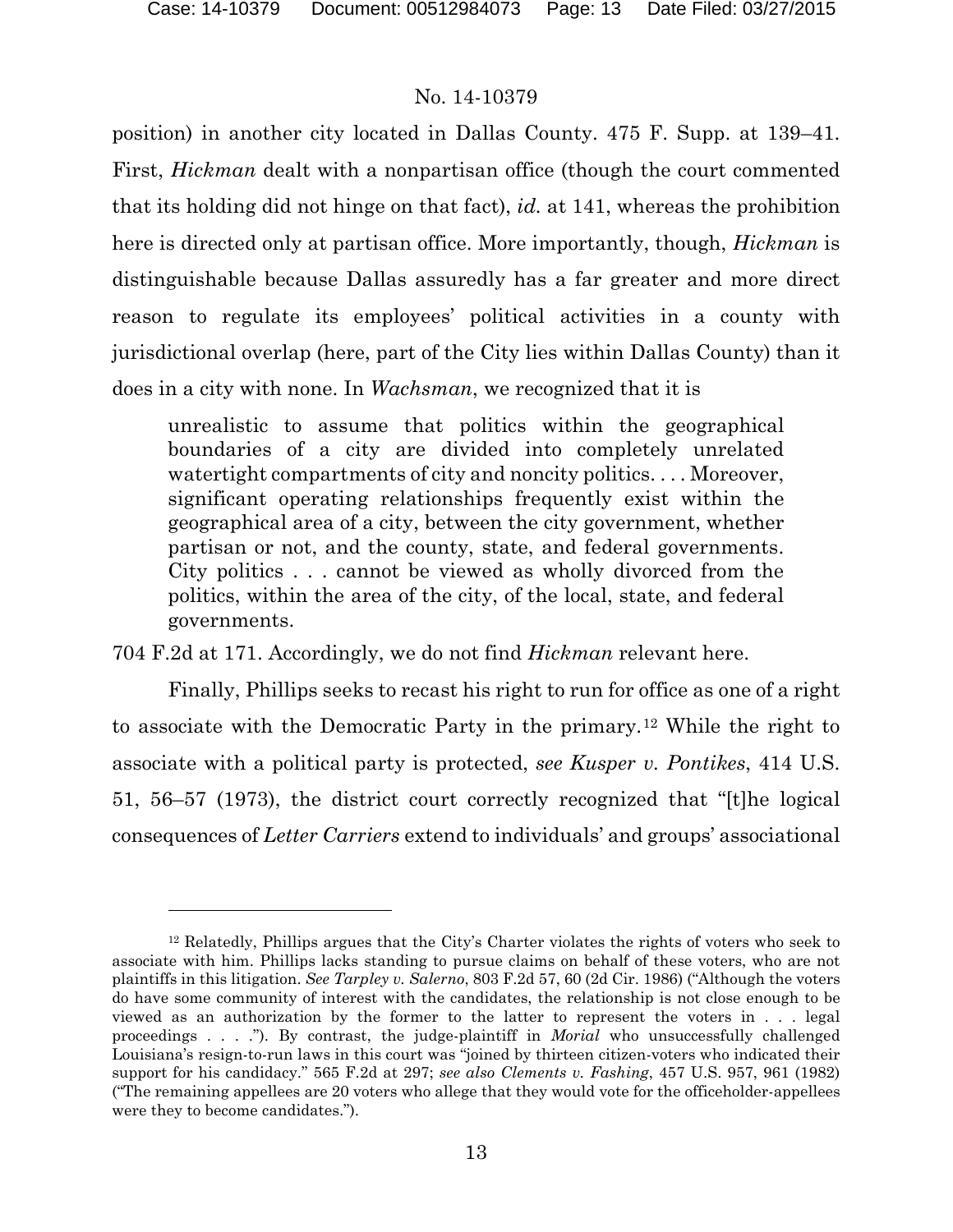position) in another city located in Dallas County. 475 F. Supp. at 139–41. First, *Hickman* dealt with a nonpartisan office (though the court commented that its holding did not hinge on that fact), *id.* at 141, whereas the prohibition here is directed only at partisan office. More importantly, though, *Hickman* is distinguishable because Dallas assuredly has a far greater and more direct reason to regulate its employees' political activities in a county with jurisdictional overlap (here, part of the City lies within Dallas County) than it does in a city with none. In *Wachsman*, we recognized that it is

> unrealistic to assume that politics within the geographical boundaries of a city are divided into completely unrelated watertight compartments of city and noncity politics. . . . Moreover, significant operating relationships frequently exist within the geographical area of a city, between the city government, whether partisan or not, and the county, state, and federal governments. City politics . . . cannot be viewed as wholly divorced from the politics, within the area of the city, of the local, state, and federal governments.

704 F.2d at 171. Accordingly, we do not find *Hickman* relevant here.

Finally, Phillips seeks to recast his right to run for office as one of a right to associate with the Democratic Party in the primary.[12] While the right to associate with a political party is protected, *see Kusper v. Pontikes*, 414 U.S. 51, 56–57 (1973), the district court correctly recognized that "[t]he logical consequences of *Letter Carriers* extend to individuals' and groups' associational

---

[12] Relatedly, Phillips argues that the City's Charter violates the rights of voters who seek to associate with him. Phillips lacks standing to pursue claims on behalf of these voters, who are not plaintiffs in this litigation. *See Tarpley v. Salerno*, 803 F.2d 57, 60 (2d Cir. 1986) ("Although the voters do have some community of interest with the candidates, the relationship is not close enough to be viewed as an authorization by the former to the latter to represent the voters in . . . legal proceedings . . . ."). By contrast, the judge-plaintiff in *Morial* who unsuccessfully challenged Louisiana's resign-to-run laws in this court was "joined by thirteen citizen-voters who indicated their support for his candidacy." 565 F.2d at 297; *see also Clements v. Fashing*, 457 U.S. 957, 961 (1982) ("The remaining appellees are 20 voters who allege that they would vote for the officeholder-appellees were they to become candidates.").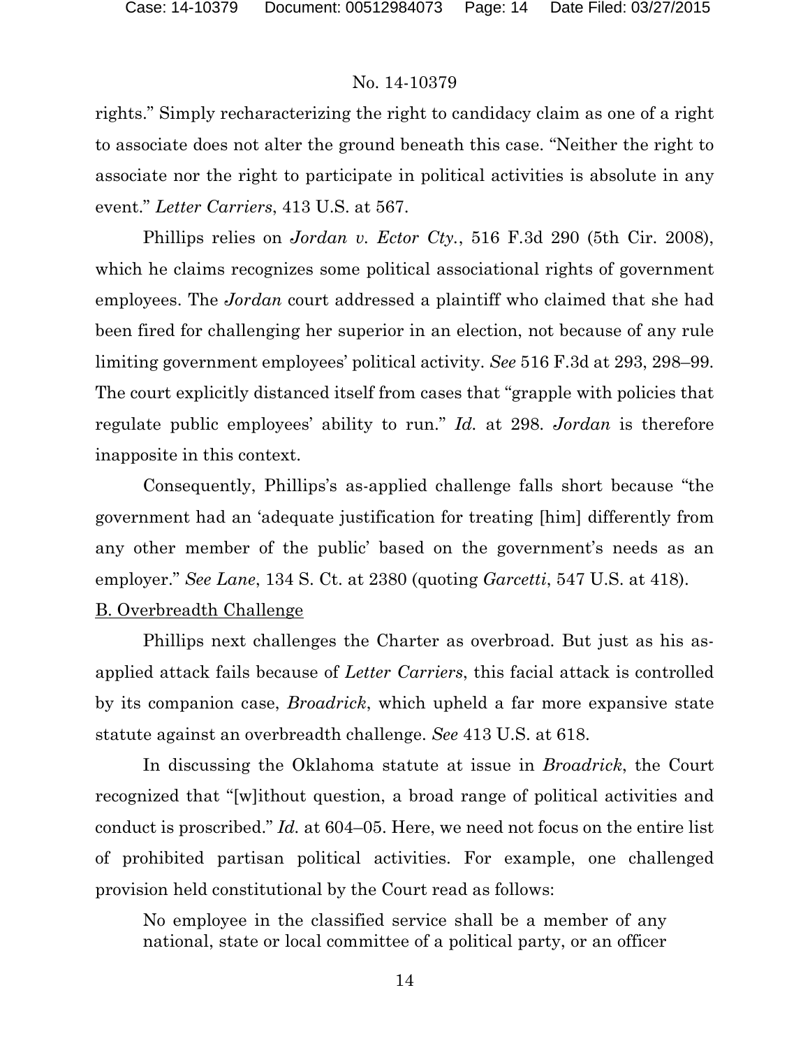rights." Simply recharacterizing the right to candidacy claim as one of a right to associate does not alter the ground beneath this case. "Neither the right to associate nor the right to participate in political activities is absolute in any event." *Letter Carriers*, 413 U.S. at 567.

Phillips relies on *Jordan v. Ector Cty.*, 516 F.3d 290 (5th Cir. 2008), which he claims recognizes some political associational rights of government employees. The *Jordan* court addressed a plaintiff who claimed that she had been fired for challenging her superior in an election, not because of any rule limiting government employees' political activity. *See* 516 F.3d at 293, 298–99. The court explicitly distanced itself from cases that "grapple with policies that regulate public employees' ability to run." *Id.* at 298. *Jordan* is therefore inapposite in this context.

Consequently, Phillips's as-applied challenge falls short because "the government had an 'adequate justification for treating [him] differently from any other member of the public' based on the government's needs as an employer." *See Lane*, 134 S. Ct. at 2380 (quoting *Garcetti*, 547 U.S. at 418).

<u>B. Overbreadth Challenge</u>

Phillips next challenges the Charter as overbroad. But just as his as-applied attack fails because of *Letter Carriers*, this facial attack is controlled by its companion case, *Broadrick*, which upheld a far more expansive state statute against an overbreadth challenge. *See* 413 U.S. at 618.

In discussing the Oklahoma statute at issue in *Broadrick*, the Court recognized that "[w]ithout question, a broad range of political activities and conduct is proscribed." *Id.* at 604–05. Here, we need not focus on the entire list of prohibited partisan political activities. For example, one challenged provision held constitutional by the Court read as follows:

> No employee in the classified service shall be a member of any national, state or local committee of a political party, or an officer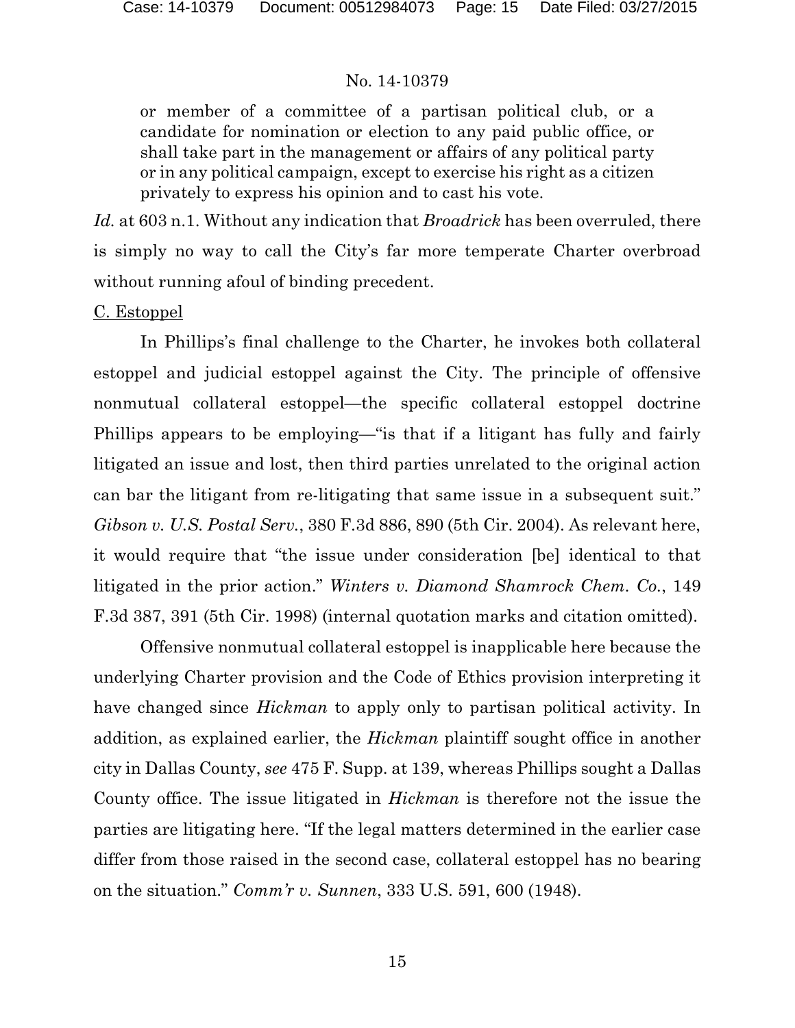> or member of a committee of a partisan political club, or a candidate for nomination or election to any paid public office, or shall take part in the management or affairs of any political party or in any political campaign, except to exercise his right as a citizen privately to express his opinion and to cast his vote.

*Id.* at 603 n.1. Without any indication that *Broadrick* has been overruled, there is simply no way to call the City's far more temperate Charter overbroad without running afoul of binding precedent.

C. Estoppel

In Phillips's final challenge to the Charter, he invokes both collateral estoppel and judicial estoppel against the City. The principle of offensive nonmutual collateral estoppel—the specific collateral estoppel doctrine Phillips appears to be employing—"is that if a litigant has fully and fairly litigated an issue and lost, then third parties unrelated to the original action can bar the litigant from re-litigating that same issue in a subsequent suit." *Gibson v. U.S. Postal Serv.*, 380 F.3d 886, 890 (5th Cir. 2004). As relevant here, it would require that "the issue under consideration [be] identical to that litigated in the prior action." *Winters v. Diamond Shamrock Chem. Co.*, 149 F.3d 387, 391 (5th Cir. 1998) (internal quotation marks and citation omitted).

Offensive nonmutual collateral estoppel is inapplicable here because the underlying Charter provision and the Code of Ethics provision interpreting it have changed since *Hickman* to apply only to partisan political activity. In addition, as explained earlier, the *Hickman* plaintiff sought office in another city in Dallas County, *see* 475 F. Supp. at 139, whereas Phillips sought a Dallas County office. The issue litigated in *Hickman* is therefore not the issue the parties are litigating here. "If the legal matters determined in the earlier case differ from those raised in the second case, collateral estoppel has no bearing on the situation." *Comm'r v. Sunnen*, 333 U.S. 591, 600 (1948).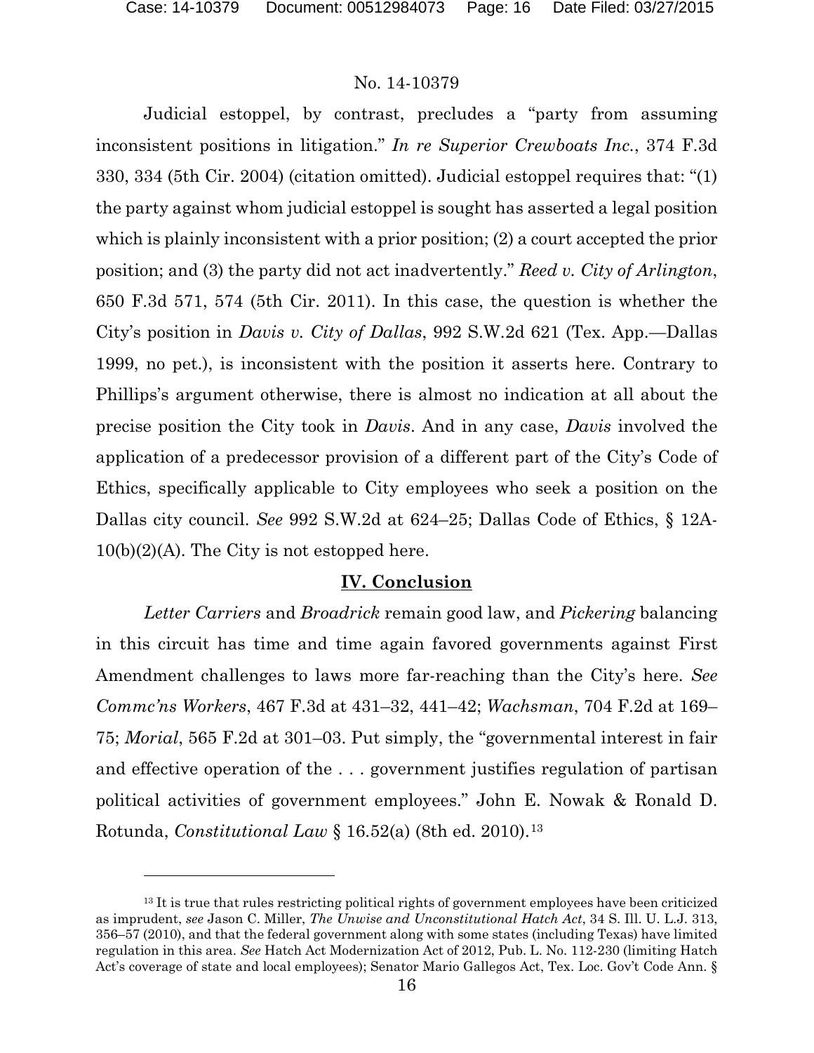No. 14-10379

Judicial estoppel, by contrast, precludes a "party from assuming inconsistent positions in litigation." *In re Superior Crewboats Inc.*, 374 F.3d 330, 334 (5th Cir. 2004) (citation omitted). Judicial estoppel requires that: "(1) the party against whom judicial estoppel is sought has asserted a legal position which is plainly inconsistent with a prior position; (2) a court accepted the prior position; and (3) the party did not act inadvertently." *Reed v. City of Arlington*, 650 F.3d 571, 574 (5th Cir. 2011). In this case, the question is whether the City's position in *Davis v. City of Dallas*, 992 S.W.2d 621 (Tex. App.—Dallas 1999, no pet.), is inconsistent with the position it asserts here. Contrary to Phillips's argument otherwise, there is almost no indication at all about the precise position the City took in *Davis*. And in any case, *Davis* involved the application of a predecessor provision of a different part of the City's Code of Ethics, specifically applicable to City employees who seek a position on the Dallas city council. *See* 992 S.W.2d at 624–25; Dallas Code of Ethics, § 12A-10(b)(2)(A). The City is not estopped here.

## IV. Conclusion

*Letter Carriers* and *Broadrick* remain good law, and *Pickering* balancing in this circuit has time and time again favored governments against First Amendment challenges to laws more far-reaching than the City's here. *See Commc'ns Workers*, 467 F.3d at 431–32, 441–42; *Wachsman*, 704 F.2d at 169–75; *Morial*, 565 F.2d at 301–03. Put simply, the "governmental interest in fair and effective operation of the . . . government justifies regulation of partisan political activities of government employees." John E. Nowak & Ronald D. Rotunda, *Constitutional Law* § 16.52(a) (8th ed. 2010).[13]

---

[13] It is true that rules restricting political rights of government employees have been criticized as imprudent, *see* Jason C. Miller, *The Unwise and Unconstitutional Hatch Act*, 34 S. Ill. U. L.J. 313, 356–57 (2010), and that the federal government along with some states (including Texas) have limited regulation in this area. *See* Hatch Act Modernization Act of 2012, Pub. L. No. 112-230 (limiting Hatch Act's coverage of state and local employees); Senator Mario Gallegos Act, Tex. Loc. Gov't Code Ann. §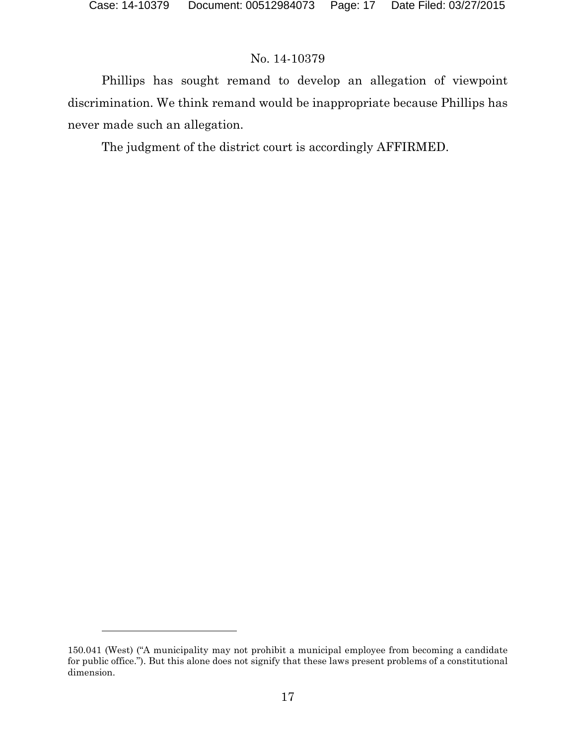Phillips has sought remand to develop an allegation of viewpoint discrimination. We think remand would be inappropriate because Phillips has never made such an allegation.

The judgment of the district court is accordingly AFFIRMED.

---

150.041 (West) ("A municipality may not prohibit a municipal employee from becoming a candidate for public office."). But this alone does not signify that these laws present problems of a constitutional dimension.